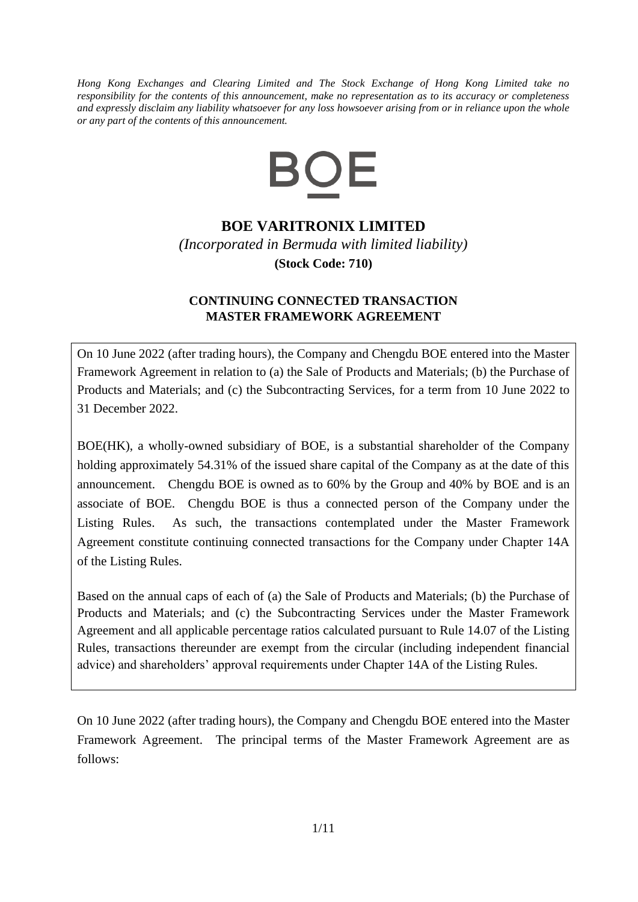*Hong Kong Exchanges and Clearing Limited and The Stock Exchange of Hong Kong Limited take no responsibility for the contents of this announcement, make no representation as to its accuracy or completeness and expressly disclaim any liability whatsoever for any loss howsoever arising from or in reliance upon the whole or any part of the contents of this announcement.*

BOE

# BOE VARITRONIX LIMITED

*(Incorporated in Bermuda with limited liability)*

**(Stock Code: 710)**

## CONTINUING CONNECTED TRANSACTION MASTER FRAMEWORK AGREEMENT

On 10 June 2022 (after trading hours), the Company and Chengdu BOE entered into the Master Framework Agreement in relation to (a) the Sale of Products and Materials; (b) the Purchase of Products and Materials; and (c) the Subcontracting Services, for a term from 10 June 2022 to 31 December 2022.

BOE(HK), a wholly-owned subsidiary of BOE, is a substantial shareholder of the Company holding approximately 54.31% of the issued share capital of the Company as at the date of this announcement. Chengdu BOE is owned as to 60% by the Group and 40% by BOE and is an associate of BOE. Chengdu BOE is thus a connected person of the Company under the Listing Rules. As such, the transactions contemplated under the Master Framework Agreement constitute continuing connected transactions for the Company under Chapter 14A of the Listing Rules.

Based on the annual caps of each of (a) the Sale of Products and Materials; (b) the Purchase of Products and Materials; and (c) the Subcontracting Services under the Master Framework Agreement and all applicable percentage ratios calculated pursuant to Rule 14.07 of the Listing Rules, transactions thereunder are exempt from the circular (including independent financial advice) and shareholders' approval requirements under Chapter 14A of the Listing Rules.

On 10 June 2022 (after trading hours), the Company and Chengdu BOE entered into the Master Framework Agreement. The principal terms of the Master Framework Agreement are as follows: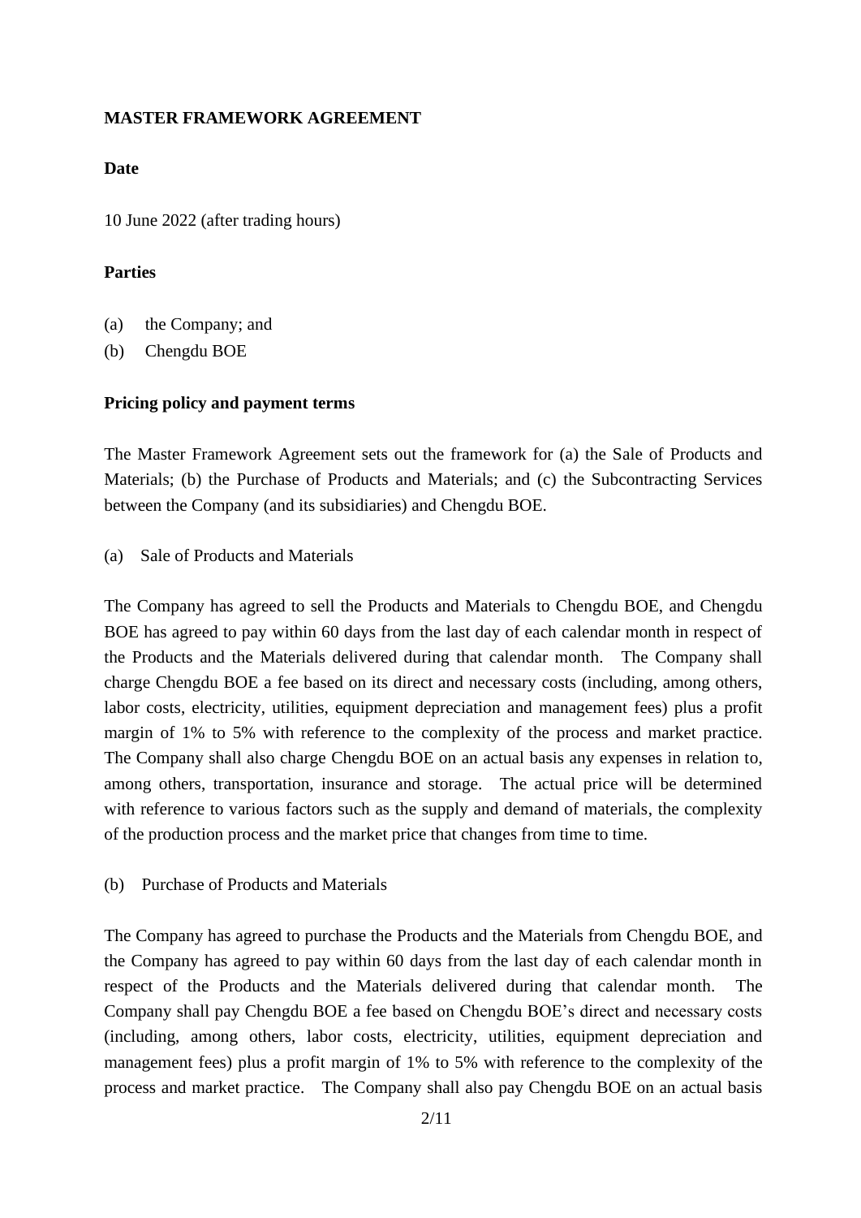**MASTER FRAMEWORK AGREEMENT**

**Date**

10 June 2022 (after trading hours)

**Parties**

(a) the Company; and

(b) Chengdu BOE

**Pricing policy and payment terms**

The Master Framework Agreement sets out the framework for (a) the Sale of Products and Materials; (b) the Purchase of Products and Materials; and (c) the Subcontracting Services between the Company (and its subsidiaries) and Chengdu BOE.

(a) Sale of Products and Materials

The Company has agreed to sell the Products and Materials to Chengdu BOE, and Chengdu BOE has agreed to pay within 60 days from the last day of each calendar month in respect of the Products and the Materials delivered during that calendar month. The Company shall charge Chengdu BOE a fee based on its direct and necessary costs (including, among others, labor costs, electricity, utilities, equipment depreciation and management fees) plus a profit margin of 1% to 5% with reference to the complexity of the process and market practice. The Company shall also charge Chengdu BOE on an actual basis any expenses in relation to, among others, transportation, insurance and storage. The actual price will be determined with reference to various factors such as the supply and demand of materials, the complexity of the production process and the market price that changes from time to time.

(b) Purchase of Products and Materials

The Company has agreed to purchase the Products and the Materials from Chengdu BOE, and the Company has agreed to pay within 60 days from the last day of each calendar month in respect of the Products and the Materials delivered during that calendar month. The Company shall pay Chengdu BOE a fee based on Chengdu BOE's direct and necessary costs (including, among others, labor costs, electricity, utilities, equipment depreciation and management fees) plus a profit margin of 1% to 5% with reference to the complexity of the process and market practice. The Company shall also pay Chengdu BOE on an actual basis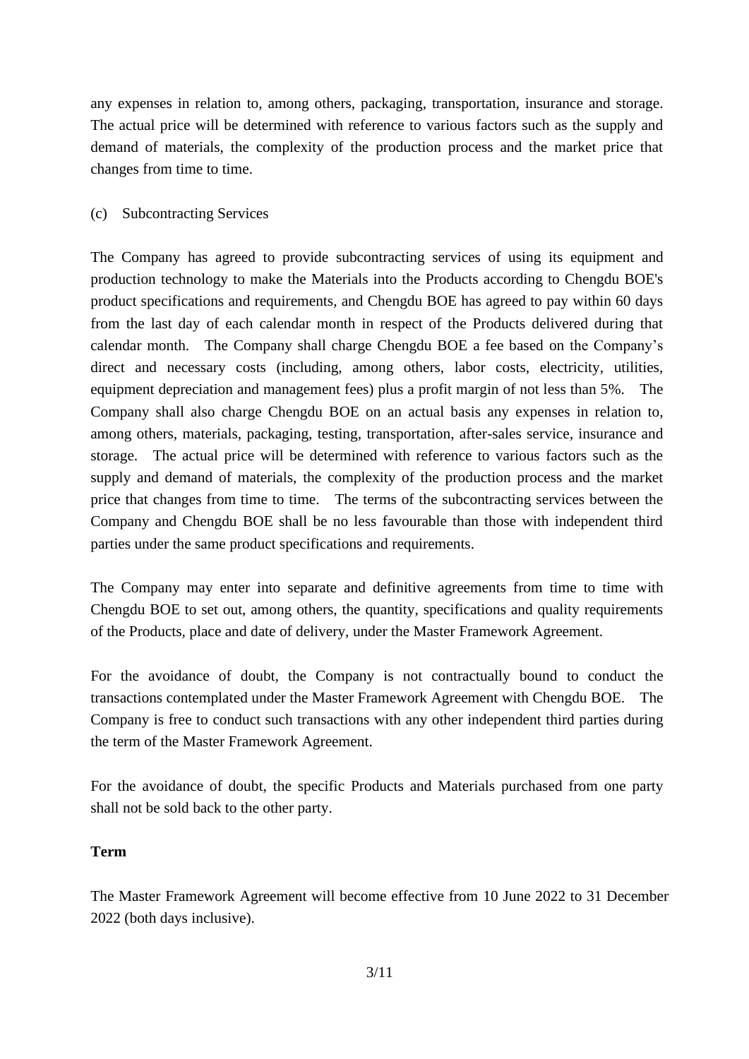any expenses in relation to, among others, packaging, transportation, insurance and storage. The actual price will be determined with reference to various factors such as the supply and demand of materials, the complexity of the production process and the market price that changes from time to time.

(c) Subcontracting Services

The Company has agreed to provide subcontracting services of using its equipment and production technology to make the Materials into the Products according to Chengdu BOE's product specifications and requirements, and Chengdu BOE has agreed to pay within 60 days from the last day of each calendar month in respect of the Products delivered during that calendar month. The Company shall charge Chengdu BOE a fee based on the Company's direct and necessary costs (including, among others, labor costs, electricity, utilities, equipment depreciation and management fees) plus a profit margin of not less than 5%. The Company shall also charge Chengdu BOE on an actual basis any expenses in relation to, among others, materials, packaging, testing, transportation, after-sales service, insurance and storage. The actual price will be determined with reference to various factors such as the supply and demand of materials, the complexity of the production process and the market price that changes from time to time. The terms of the subcontracting services between the Company and Chengdu BOE shall be no less favourable than those with independent third parties under the same product specifications and requirements.

The Company may enter into separate and definitive agreements from time to time with Chengdu BOE to set out, among others, the quantity, specifications and quality requirements of the Products, place and date of delivery, under the Master Framework Agreement.

For the avoidance of doubt, the Company is not contractually bound to conduct the transactions contemplated under the Master Framework Agreement with Chengdu BOE. The Company is free to conduct such transactions with any other independent third parties during the term of the Master Framework Agreement.

For the avoidance of doubt, the specific Products and Materials purchased from one party shall not be sold back to the other party.

**Term**

The Master Framework Agreement will become effective from 10 June 2022 to 31 December 2022 (both days inclusive).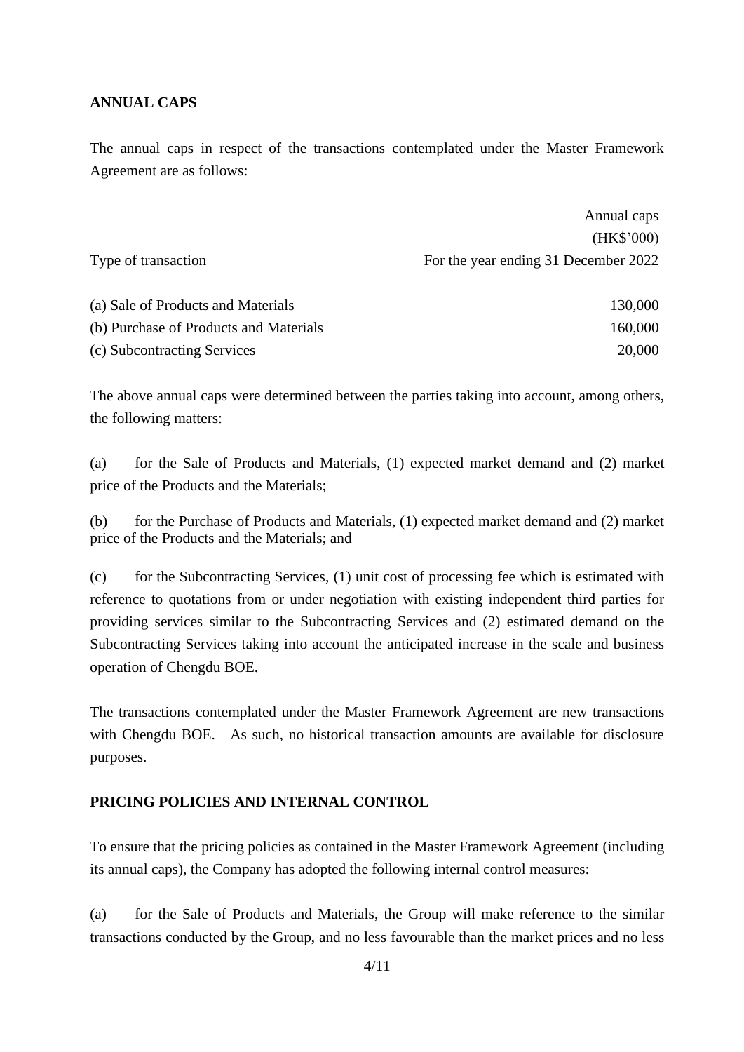**ANNUAL CAPS**

The annual caps in respect of the transactions contemplated under the Master Framework Agreement are as follows:

| Type of transaction | Annual caps (HK$'000) For the year ending 31 December 2022 |
|---|---|
| (a) Sale of Products and Materials | 130,000 |
| (b) Purchase of Products and Materials | 160,000 |
| (c) Subcontracting Services | 20,000 |

The above annual caps were determined between the parties taking into account, among others, the following matters:

(a) for the Sale of Products and Materials, (1) expected market demand and (2) market price of the Products and the Materials;

(b) for the Purchase of Products and Materials, (1) expected market demand and (2) market price of the Products and the Materials; and

(c) for the Subcontracting Services, (1) unit cost of processing fee which is estimated with reference to quotations from or under negotiation with existing independent third parties for providing services similar to the Subcontracting Services and (2) estimated demand on the Subcontracting Services taking into account the anticipated increase in the scale and business operation of Chengdu BOE.

The transactions contemplated under the Master Framework Agreement are new transactions with Chengdu BOE. As such, no historical transaction amounts are available for disclosure purposes.

**PRICING POLICIES AND INTERNAL CONTROL**

To ensure that the pricing policies as contained in the Master Framework Agreement (including its annual caps), the Company has adopted the following internal control measures:

(a) for the Sale of Products and Materials, the Group will make reference to the similar transactions conducted by the Group, and no less favourable than the market prices and no less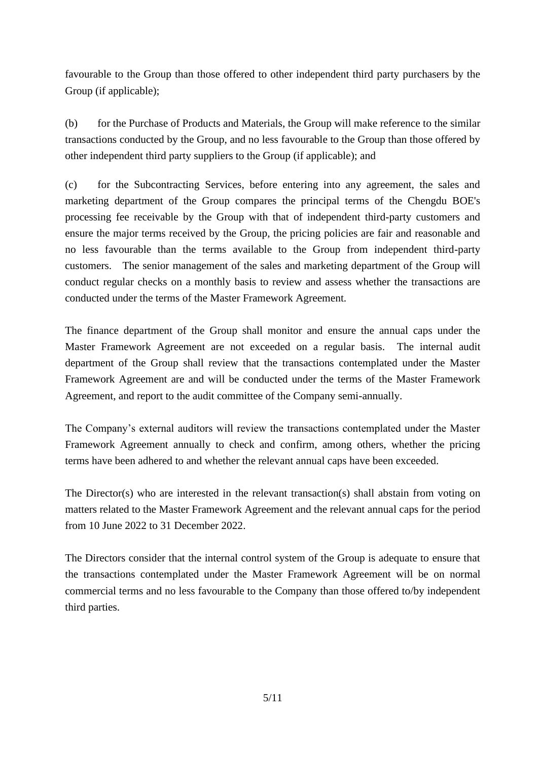favourable to the Group than those offered to other independent third party purchasers by the Group (if applicable);

(b) for the Purchase of Products and Materials, the Group will make reference to the similar transactions conducted by the Group, and no less favourable to the Group than those offered by other independent third party suppliers to the Group (if applicable); and

(c) for the Subcontracting Services, before entering into any agreement, the sales and marketing department of the Group compares the principal terms of the Chengdu BOE's processing fee receivable by the Group with that of independent third-party customers and ensure the major terms received by the Group, the pricing policies are fair and reasonable and no less favourable than the terms available to the Group from independent third-party customers. The senior management of the sales and marketing department of the Group will conduct regular checks on a monthly basis to review and assess whether the transactions are conducted under the terms of the Master Framework Agreement.

The finance department of the Group shall monitor and ensure the annual caps under the Master Framework Agreement are not exceeded on a regular basis. The internal audit department of the Group shall review that the transactions contemplated under the Master Framework Agreement are and will be conducted under the terms of the Master Framework Agreement, and report to the audit committee of the Company semi-annually.

The Company's external auditors will review the transactions contemplated under the Master Framework Agreement annually to check and confirm, among others, whether the pricing terms have been adhered to and whether the relevant annual caps have been exceeded.

The Director(s) who are interested in the relevant transaction(s) shall abstain from voting on matters related to the Master Framework Agreement and the relevant annual caps for the period from 10 June 2022 to 31 December 2022.

The Directors consider that the internal control system of the Group is adequate to ensure that the transactions contemplated under the Master Framework Agreement will be on normal commercial terms and no less favourable to the Company than those offered to/by independent third parties.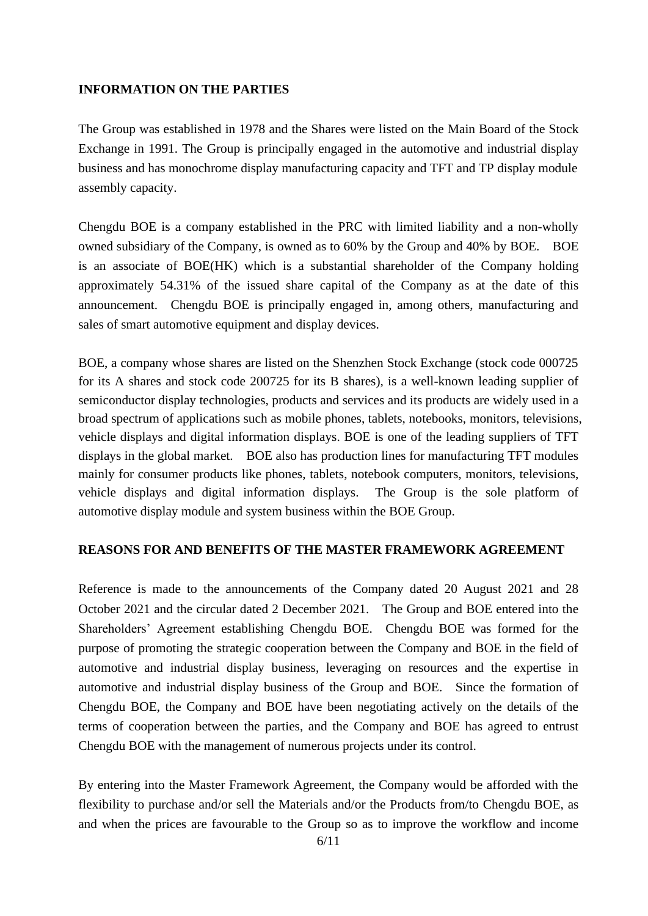## INFORMATION ON THE PARTIES

The Group was established in 1978 and the Shares were listed on the Main Board of the Stock Exchange in 1991. The Group is principally engaged in the automotive and industrial display business and has monochrome display manufacturing capacity and TFT and TP display module assembly capacity.

Chengdu BOE is a company established in the PRC with limited liability and a non-wholly owned subsidiary of the Company, is owned as to 60% by the Group and 40% by BOE. BOE is an associate of BOE(HK) which is a substantial shareholder of the Company holding approximately 54.31% of the issued share capital of the Company as at the date of this announcement. Chengdu BOE is principally engaged in, among others, manufacturing and sales of smart automotive equipment and display devices.

BOE, a company whose shares are listed on the Shenzhen Stock Exchange (stock code 000725 for its A shares and stock code 200725 for its B shares), is a well-known leading supplier of semiconductor display technologies, products and services and its products are widely used in a broad spectrum of applications such as mobile phones, tablets, notebooks, monitors, televisions, vehicle displays and digital information displays. BOE is one of the leading suppliers of TFT displays in the global market. BOE also has production lines for manufacturing TFT modules mainly for consumer products like phones, tablets, notebook computers, monitors, televisions, vehicle displays and digital information displays. The Group is the sole platform of automotive display module and system business within the BOE Group.

## REASONS FOR AND BENEFITS OF THE MASTER FRAMEWORK AGREEMENT

Reference is made to the announcements of the Company dated 20 August 2021 and 28 October 2021 and the circular dated 2 December 2021. The Group and BOE entered into the Shareholders' Agreement establishing Chengdu BOE. Chengdu BOE was formed for the purpose of promoting the strategic cooperation between the Company and BOE in the field of automotive and industrial display business, leveraging on resources and the expertise in automotive and industrial display business of the Group and BOE. Since the formation of Chengdu BOE, the Company and BOE have been negotiating actively on the details of the terms of cooperation between the parties, and the Company and BOE has agreed to entrust Chengdu BOE with the management of numerous projects under its control.

By entering into the Master Framework Agreement, the Company would be afforded with the flexibility to purchase and/or sell the Materials and/or the Products from/to Chengdu BOE, as and when the prices are favourable to the Group so as to improve the workflow and income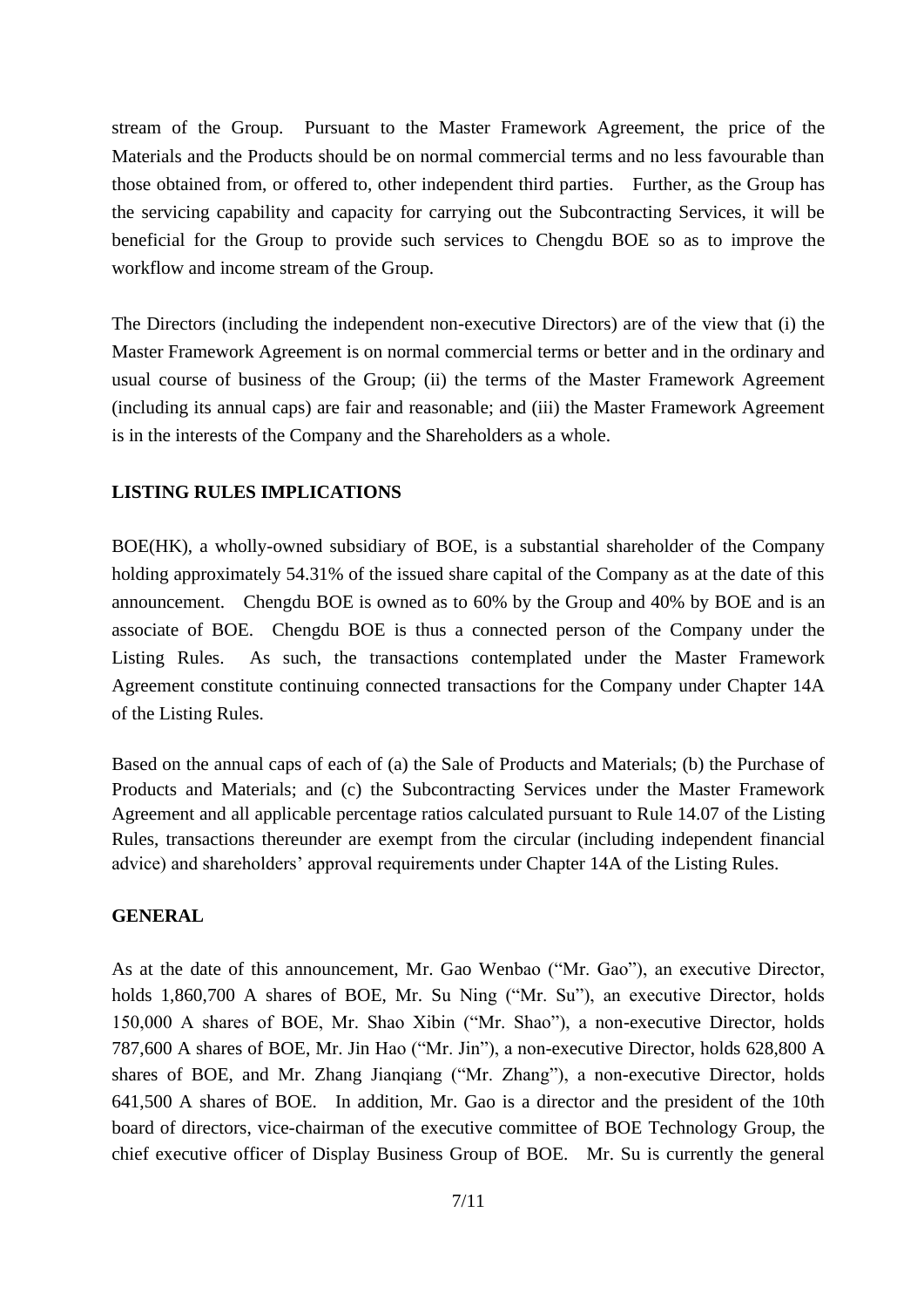stream of the Group. Pursuant to the Master Framework Agreement, the price of the Materials and the Products should be on normal commercial terms and no less favourable than those obtained from, or offered to, other independent third parties. Further, as the Group has the servicing capability and capacity for carrying out the Subcontracting Services, it will be beneficial for the Group to provide such services to Chengdu BOE so as to improve the workflow and income stream of the Group.

The Directors (including the independent non-executive Directors) are of the view that (i) the Master Framework Agreement is on normal commercial terms or better and in the ordinary and usual course of business of the Group; (ii) the terms of the Master Framework Agreement (including its annual caps) are fair and reasonable; and (iii) the Master Framework Agreement is in the interests of the Company and the Shareholders as a whole.

**LISTING RULES IMPLICATIONS**

BOE(HK), a wholly-owned subsidiary of BOE, is a substantial shareholder of the Company holding approximately 54.31% of the issued share capital of the Company as at the date of this announcement. Chengdu BOE is owned as to 60% by the Group and 40% by BOE and is an associate of BOE. Chengdu BOE is thus a connected person of the Company under the Listing Rules. As such, the transactions contemplated under the Master Framework Agreement constitute continuing connected transactions for the Company under Chapter 14A of the Listing Rules.

Based on the annual caps of each of (a) the Sale of Products and Materials; (b) the Purchase of Products and Materials; and (c) the Subcontracting Services under the Master Framework Agreement and all applicable percentage ratios calculated pursuant to Rule 14.07 of the Listing Rules, transactions thereunder are exempt from the circular (including independent financial advice) and shareholders' approval requirements under Chapter 14A of the Listing Rules.

**GENERAL**

As at the date of this announcement, Mr. Gao Wenbao ("Mr. Gao"), an executive Director, holds 1,860,700 A shares of BOE, Mr. Su Ning ("Mr. Su"), an executive Director, holds 150,000 A shares of BOE, Mr. Shao Xibin ("Mr. Shao"), a non-executive Director, holds 787,600 A shares of BOE, Mr. Jin Hao ("Mr. Jin"), a non-executive Director, holds 628,800 A shares of BOE, and Mr. Zhang Jianqiang ("Mr. Zhang"), a non-executive Director, holds 641,500 A shares of BOE. In addition, Mr. Gao is a director and the president of the 10th board of directors, vice-chairman of the executive committee of BOE Technology Group, the chief executive officer of Display Business Group of BOE. Mr. Su is currently the general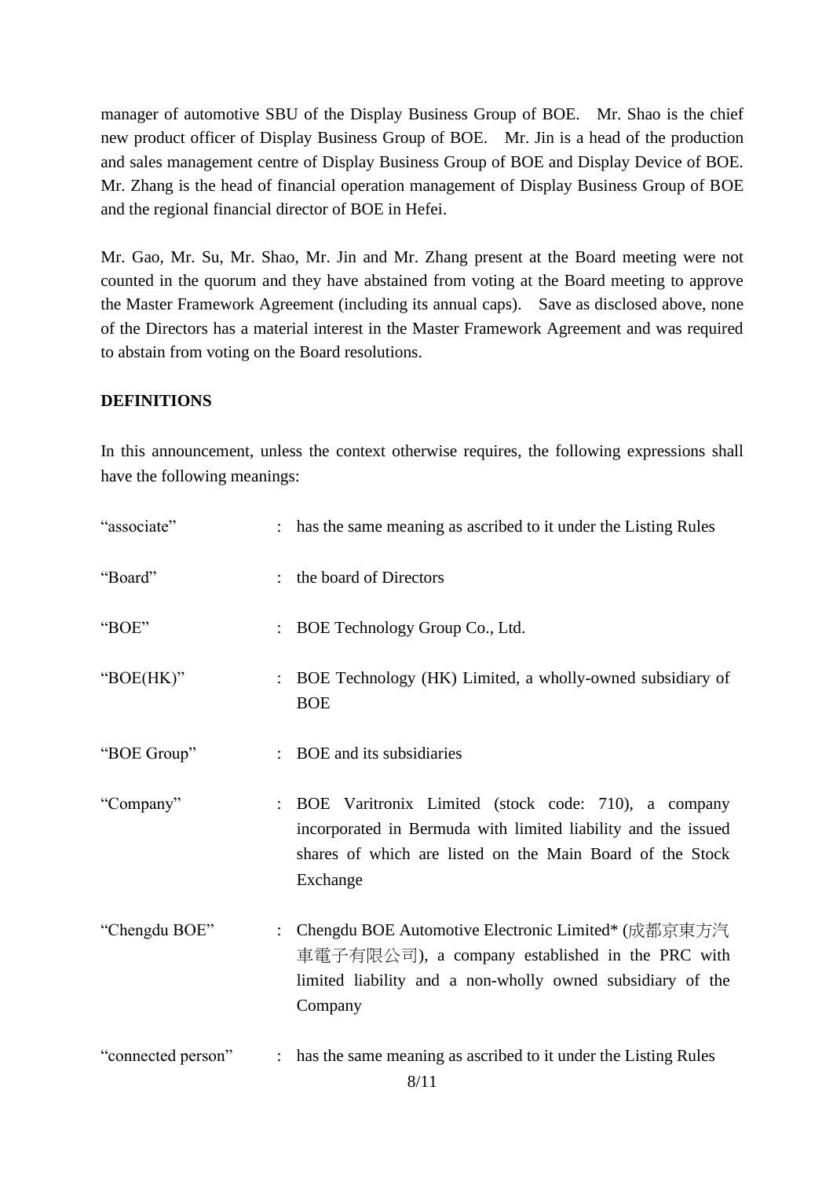manager of automotive SBU of the Display Business Group of BOE. Mr. Shao is the chief new product officer of Display Business Group of BOE. Mr. Jin is a head of the production and sales management centre of Display Business Group of BOE and Display Device of BOE. Mr. Zhang is the head of financial operation management of Display Business Group of BOE and the regional financial director of BOE in Hefei.

Mr. Gao, Mr. Su, Mr. Shao, Mr. Jin and Mr. Zhang present at the Board meeting were not counted in the quorum and they have abstained from voting at the Board meeting to approve the Master Framework Agreement (including its annual caps). Save as disclosed above, none of the Directors has a material interest in the Master Framework Agreement and was required to abstain from voting on the Board resolutions.

**DEFINITIONS**

In this announcement, unless the context otherwise requires, the following expressions shall have the following meanings:

| | | |
|---|---|---|
| "associate" | : | has the same meaning as ascribed to it under the Listing Rules |
| "Board" | : | the board of Directors |
| "BOE" | : | BOE Technology Group Co., Ltd. |
| "BOE(HK)" | : | BOE Technology (HK) Limited, a wholly-owned subsidiary of BOE |
| "BOE Group" | : | BOE and its subsidiaries |
| "Company" | : | BOE Varitronix Limited (stock code: 710), a company incorporated in Bermuda with limited liability and the issued shares of which are listed on the Main Board of the Stock Exchange |
| "Chengdu BOE" | : | Chengdu BOE Automotive Electronic Limited* (成都京東方汽車電子有限公司), a company established in the PRC with limited liability and a non-wholly owned subsidiary of the Company |
| "connected person" | : | has the same meaning as ascribed to it under the Listing Rules |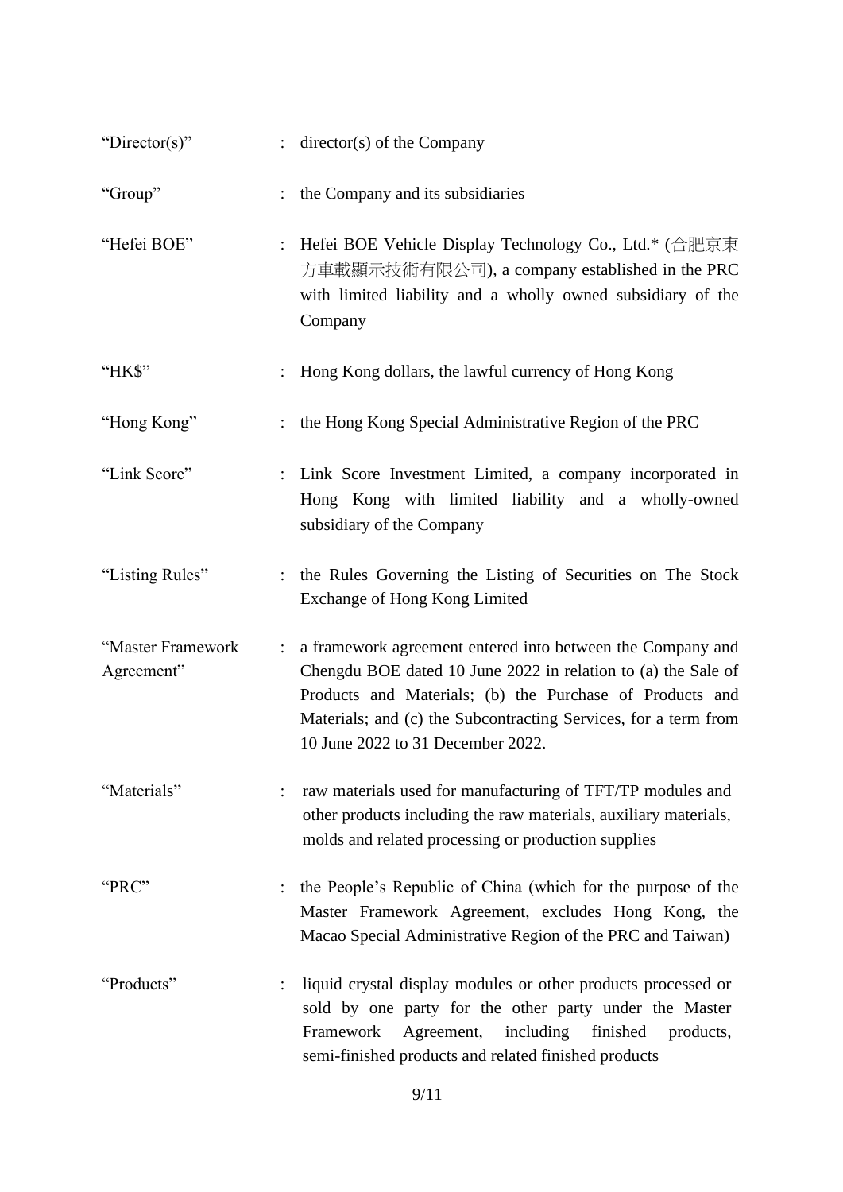| | | |
|---|---|---|
| "Director(s)" | : | director(s) of the Company |
| "Group" | : | the Company and its subsidiaries |
| "Hefei BOE" | : | Hefei BOE Vehicle Display Technology Co., Ltd.* (合肥京東方車載顯示技術有限公司), a company established in the PRC with limited liability and a wholly owned subsidiary of the Company |
| "HK$" | : | Hong Kong dollars, the lawful currency of Hong Kong |
| "Hong Kong" | : | the Hong Kong Special Administrative Region of the PRC |
| "Link Score" | : | Link Score Investment Limited, a company incorporated in Hong Kong with limited liability and a wholly-owned subsidiary of the Company |
| "Listing Rules" | : | the Rules Governing the Listing of Securities on The Stock Exchange of Hong Kong Limited |
| "Master Framework Agreement" | : | a framework agreement entered into between the Company and Chengdu BOE dated 10 June 2022 in relation to (a) the Sale of Products and Materials; (b) the Purchase of Products and Materials; and (c) the Subcontracting Services, for a term from 10 June 2022 to 31 December 2022. |
| "Materials" | : | raw materials used for manufacturing of TFT/TP modules and other products including the raw materials, auxiliary materials, molds and related processing or production supplies |
| "PRC" | : | the People's Republic of China (which for the purpose of the Master Framework Agreement, excludes Hong Kong, the Macao Special Administrative Region of the PRC and Taiwan) |
| "Products" | : | liquid crystal display modules or other products processed or sold by one party for the other party under the Master Framework Agreement, including finished products, semi-finished products and related finished products |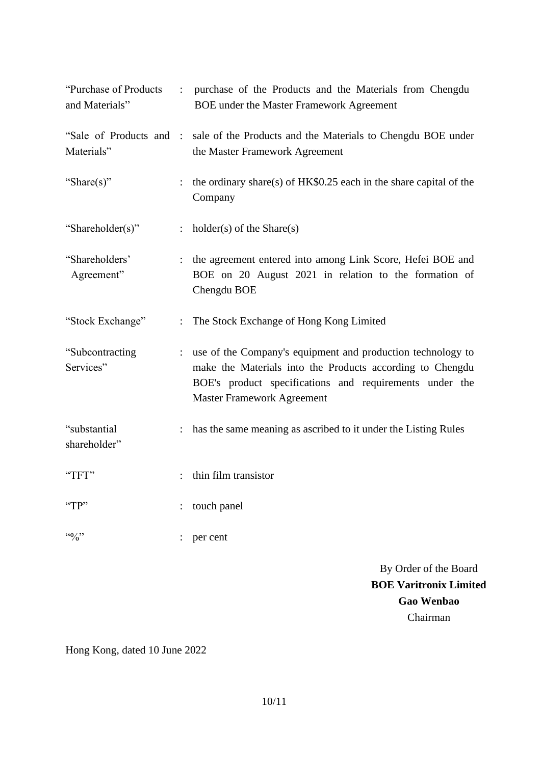| | | |
|---|---|---|
| "Purchase of Products and Materials" | : | purchase of the Products and the Materials from Chengdu BOE under the Master Framework Agreement |
| "Sale of Products and Materials" | : | sale of the Products and the Materials to Chengdu BOE under the Master Framework Agreement |
| "Share(s)" | : | the ordinary share(s) of HK$0.25 each in the share capital of the Company |
| "Shareholder(s)" | : | holder(s) of the Share(s) |
| "Shareholders' Agreement" | : | the agreement entered into among Link Score, Hefei BOE and BOE on 20 August 2021 in relation to the formation of Chengdu BOE |
| "Stock Exchange" | : | The Stock Exchange of Hong Kong Limited |
| "Subcontracting Services" | : | use of the Company's equipment and production technology to make the Materials into the Products according to Chengdu BOE's product specifications and requirements under the Master Framework Agreement |
| "substantial shareholder" | : | has the same meaning as ascribed to it under the Listing Rules |
| "TFT" | : | thin film transistor |
| "TP" | : | touch panel |
| "%" | : | per cent |

By Order of the Board
**BOE Varitronix Limited**
**Gao Wenbao**
Chairman

Hong Kong, dated 10 June 2022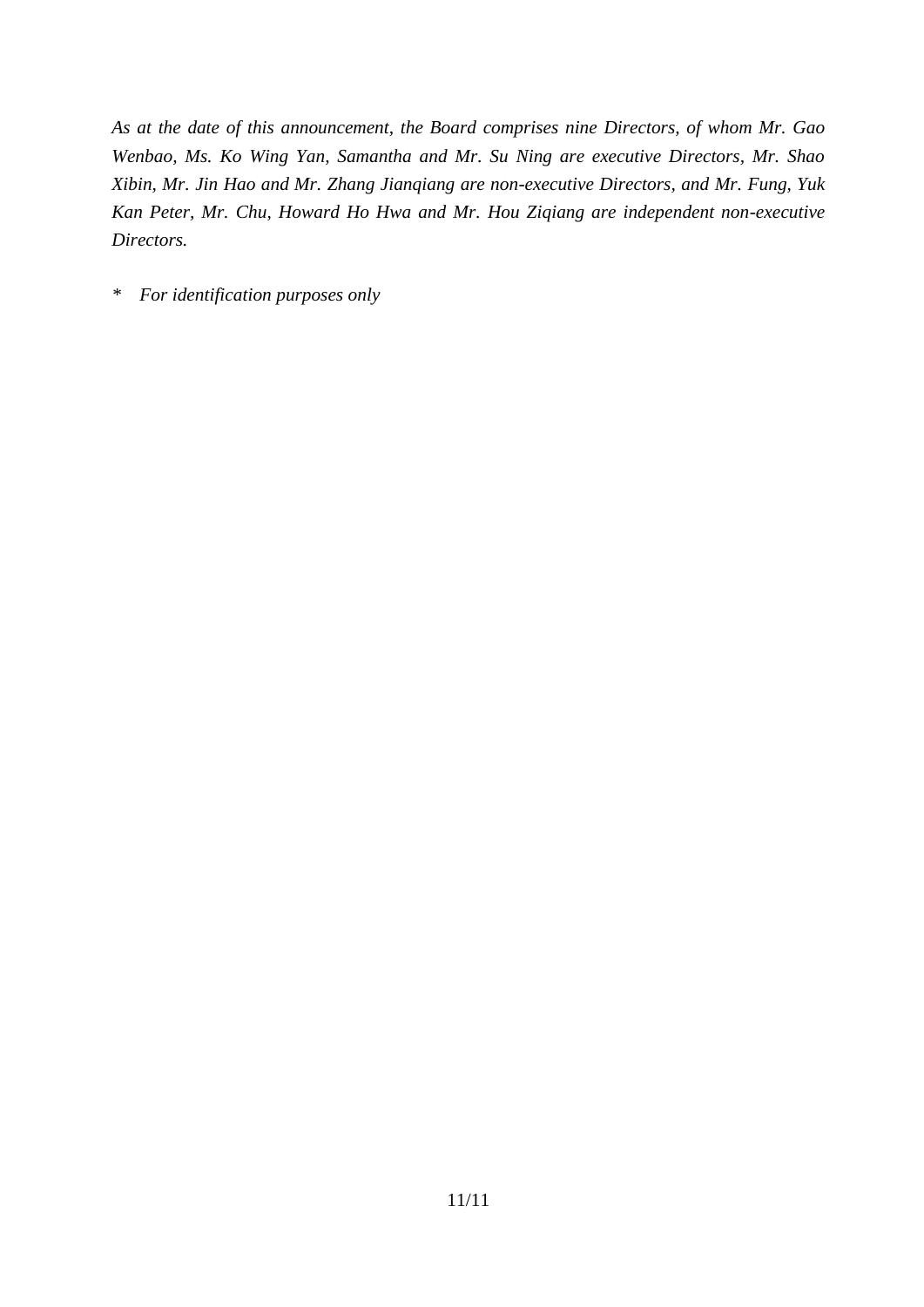*As at the date of this announcement, the Board comprises nine Directors, of whom Mr. Gao Wenbao, Ms. Ko Wing Yan, Samantha and Mr. Su Ning are executive Directors, Mr. Shao Xibin, Mr. Jin Hao and Mr. Zhang Jianqiang are non-executive Directors, and Mr. Fung, Yuk Kan Peter, Mr. Chu, Howard Ho Hwa and Mr. Hou Ziqiang are independent non-executive Directors.*

\* *For identification purposes only*